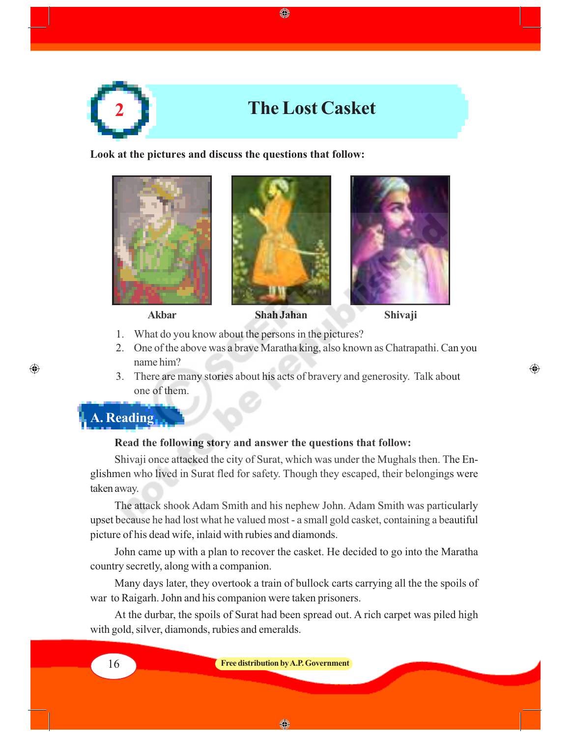# 2 The Lost Casket

**Look at the pictures and discuss the questions that follow:**

Akbar | Shah Jahan | Shivaji

1. What do you know about the persons in the pictures?
2. One of the above was a brave Maratha king, also known as Chatrapathi. Can you name him?
3. There are many stories about his acts of bravery and generosity. Talk about one of them.

## A. Reading

**Read the following story and answer the questions that follow:**

Shivaji once attacked the city of Surat, which was under the Mughals then. The Englishmen who lived in Surat fled for safety. Though they escaped, their belongings were taken away.

The attack shook Adam Smith and his nephew John. Adam Smith was particularly upset because he had lost what he valued most - a small gold casket, containing a beautiful picture of his dead wife, inlaid with rubies and diamonds.

John came up with a plan to recover the casket. He decided to go into the Maratha country secretly, along with a companion.

Many days later, they overtook a train of bullock carts carrying all the the spoils of war to Raigarh. John and his companion were taken prisoners.

At the durbar, the spoils of Surat had been spread out. A rich carpet was piled high with gold, silver, diamonds, rubies and emeralds.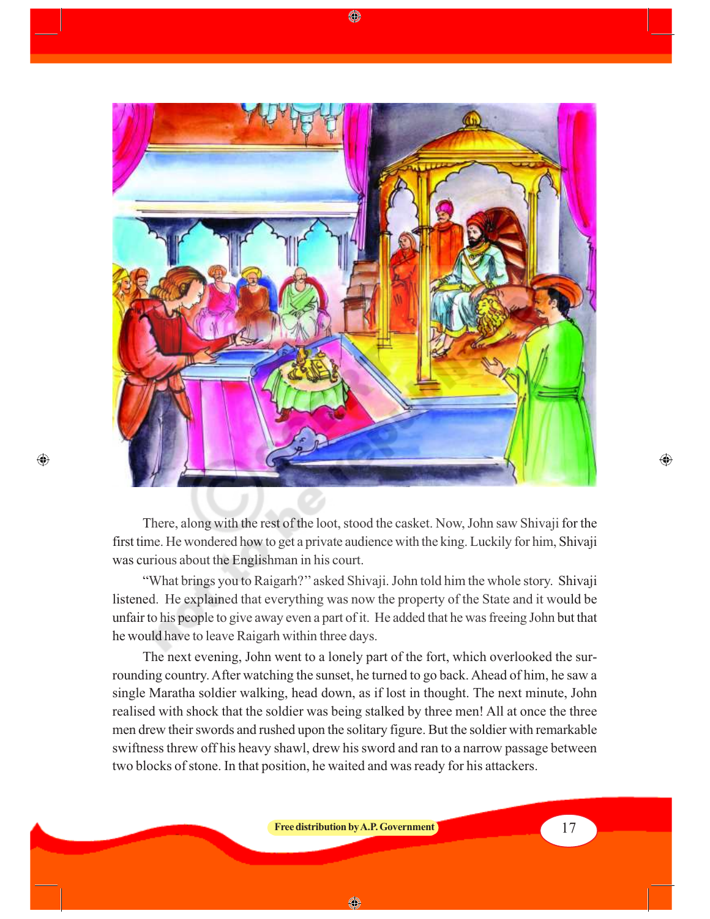There, along with the rest of the loot, stood the casket. Now, John saw Shivaji for the first time. He wondered how to get a private audience with the king. Luckily for him, Shivaji was curious about the Englishman in his court.

"What brings you to Raigarh?" asked Shivaji. John told him the whole story. Shivaji listened. He explained that everything was now the property of the State and it would be unfair to his people to give away even a part of it. He added that he was freeing John but that he would have to leave Raigarh within three days.

The next evening, John went to a lonely part of the fort, which overlooked the surrounding country. After watching the sunset, he turned to go back. Ahead of him, he saw a single Maratha soldier walking, head down, as if lost in thought. The next minute, John realised with shock that the soldier was being stalked by three men! All at once the three men drew their swords and rushed upon the solitary figure. But the soldier with remarkable swiftness threw off his heavy shawl, drew his sword and ran to a narrow passage between two blocks of stone. In that position, he waited and was ready for his attackers.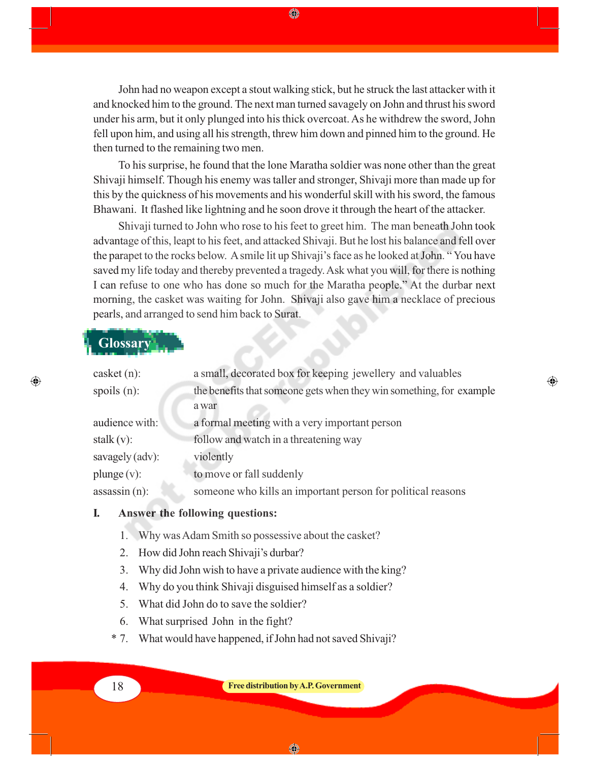John had no weapon except a stout walking stick, but he struck the last attacker with it and knocked him to the ground. The next man turned savagely on John and thrust his sword under his arm, but it only plunged into his thick overcoat. As he withdrew the sword, John fell upon him, and using all his strength, threw him down and pinned him to the ground. He then turned to the remaining two men.

To his surprise, he found that the lone Maratha soldier was none other than the great Shivaji himself. Though his enemy was taller and stronger, Shivaji more than made up for this by the quickness of his movements and his wonderful skill with his sword, the famous Bhawani. It flashed like lightning and he soon drove it through the heart of the attacker.

Shivaji turned to John who rose to his feet to greet him. The man beneath John took advantage of this, leapt to his feet, and attacked Shivaji. But he lost his balance and fell over the parapet to the rocks below. A smile lit up Shivaji's face as he looked at John. " You have saved my life today and thereby prevented a tragedy. Ask what you will, for there is nothing I can refuse to one who has done so much for the Maratha people." At the durbar next morning, the casket was waiting for John. Shivaji also gave him a necklace of precious pearls, and arranged to send him back to Surat.

## Glossary

| | |
|---|---|
| casket (n): | a small, decorated box for keeping jewellery and valuables |
| spoils (n): | the benefits that someone gets when they win something, for example a war |
| audience with: | a formal meeting with a very important person |
| stalk (v): | follow and watch in a threatening way |
| savagely (adv): | violently |
| plunge (v): | to move or fall suddenly |
| assassin (n): | someone who kills an important person for political reasons |

**I. Answer the following questions:**

1. Why was Adam Smith so possessive about the casket?
2. How did John reach Shivaji's durbar?
3. Why did John wish to have a private audience with the king?
4. Why do you think Shivaji disguised himself as a soldier?
5. What did John do to save the soldier?
6. What surprised John in the fight?
7. * What would have happened, if John had not saved Shivaji?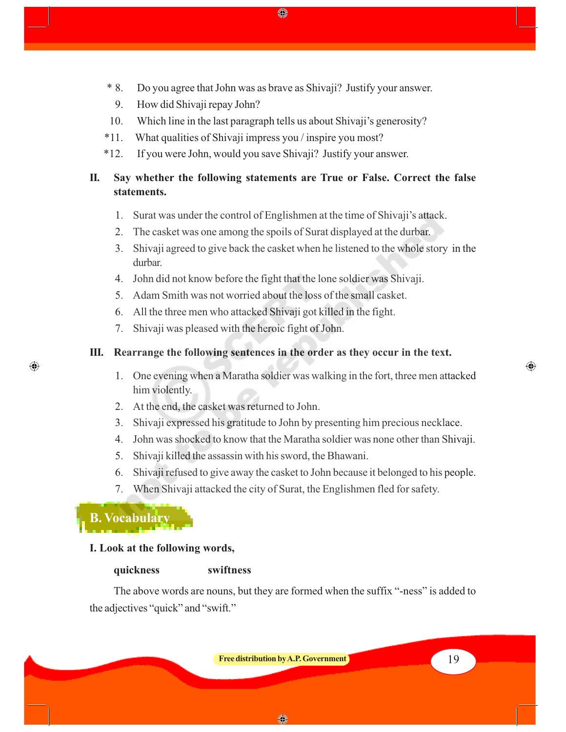\* 8. Do you agree that John was as brave as Shivaji? Justify your answer.

9. How did Shivaji repay John?

10. Which line in the last paragraph tells us about Shivaji's generosity?

\*11. What qualities of Shivaji impress you / inspire you most?

\*12. If you were John, would you save Shivaji? Justify your answer.

**II. Say whether the following statements are True or False. Correct the false statements.**

1. Surat was under the control of Englishmen at the time of Shivaji's attack.
2. The casket was one among the spoils of Surat displayed at the durbar.
3. Shivaji agreed to give back the casket when he listened to the whole story in the durbar.
4. John did not know before the fight that the lone soldier was Shivaji.
5. Adam Smith was not worried about the loss of the small casket.
6. All the three men who attacked Shivaji got killed in the fight.
7. Shivaji was pleased with the heroic fight of John.

**III. Rearrange the following sentences in the order as they occur in the text.**

1. One evening when a Maratha soldier was walking in the fort, three men attacked him violently.
2. At the end, the casket was returned to John.
3. Shivaji expressed his gratitude to John by presenting him precious necklace.
4. John was shocked to know that the Maratha soldier was none other than Shivaji.
5. Shivaji killed the assassin with his sword, the Bhawani.
6. Shivaji refused to give away the casket to John because it belonged to his people.
7. When Shivaji attacked the city of Surat, the Englishmen fled for safety.

## B. Vocabulary

**I. Look at the following words,**

**quickness** **swiftness**

The above words are nouns, but they are formed when the suffix "-ness" is added to the adjectives "quick" and "swift."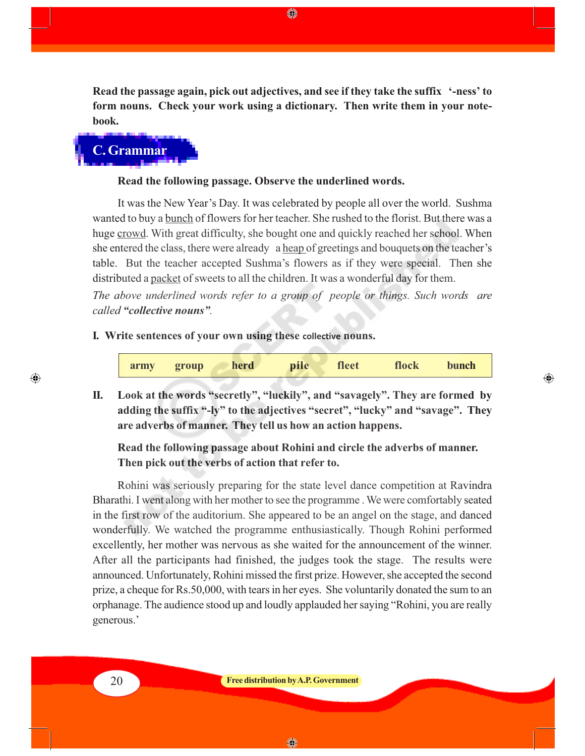**Read the passage again, pick out adjectives, and see if they take the suffix '-ness' to form nouns. Check your work using a dictionary. Then write them in your note-book.**

## C. Grammar

**Read the following passage. Observe the underlined words.**

It was the New Year's Day. It was celebrated by people all over the world. Sushma wanted to buy a <u>bunch</u> of flowers for her teacher. She rushed to the florist. But there was a huge <u>crowd</u>. With great difficulty, she bought one and quickly reached her school. When she entered the class, there were already a <u>heap</u> of greetings and bouquets on the teacher's table. But the teacher accepted Sushma's flowers as if they were special. Then she distributed a <u>packet</u> of sweets to all the children. It was a wonderful day for them.

*The above underlined words refer to a group of people or things. Such words are called **"collective nouns"**.*

**I. Write sentences of your own using these collective nouns.**

| army | group | herd | pile | fleet | flock | bunch |
|---|---|---|---|---|---|---|

**II. Look at the words "secretly", "luckily", and "savagely". They are formed by adding the suffix "-ly" to the adjectives "secret", "lucky" and "savage". They are adverbs of manner. They tell us how an action happens.**

**Read the following passage about Rohini and circle the adverbs of manner. Then pick out the verbs of action that refer to.**

Rohini was seriously preparing for the state level dance competition at Ravindra Bharathi. I went along with her mother to see the programme . We were comfortably seated in the first row of the auditorium. She appeared to be an angel on the stage, and danced wonderfully. We watched the programme enthusiastically. Though Rohini performed excellently, her mother was nervous as she waited for the announcement of the winner. After all the participants had finished, the judges took the stage. The results were announced. Unfortunately, Rohini missed the first prize. However, she accepted the second prize, a cheque for Rs.50,000, with tears in her eyes. She voluntarily donated the sum to an orphanage. The audience stood up and loudly applauded her saying "Rohini, you are really generous.'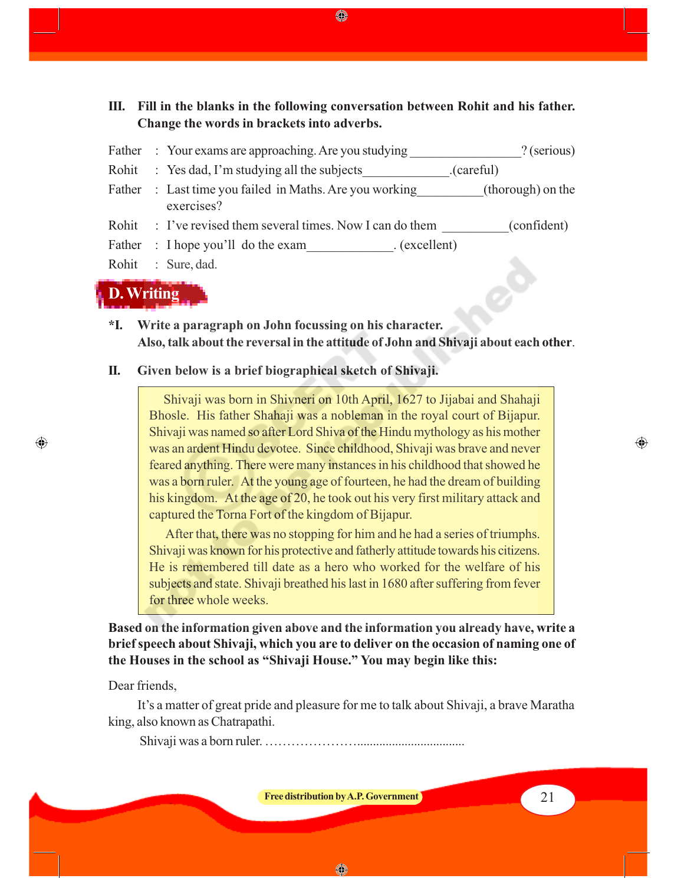**III. Fill in the blanks in the following conversation between Rohit and his father. Change the words in brackets into adverbs.**

Father : Your exams are approaching. Are you studying _________________? (serious)

Rohit : Yes dad, I'm studying all the subjects_____________.(careful)

Father : Last time you failed in Maths. Are you working__________(thorough) on the exercises?

Rohit : I've revised them several times. Now I can do them __________(confident)

Father : I hope you'll do the exam_____________. (excellent)

Rohit : Sure, dad.

## D. Writing

***I. Write a paragraph on John focussing on his character.**
**Also, talk about the reversal in the attitude of John and Shivaji about each other.**

**II. Given below is a brief biographical sketch of Shivaji.**

> Shivaji was born in Shivneri on 10th April, 1627 to Jijabai and Shahaji Bhosle. His father Shahaji was a nobleman in the royal court of Bijapur. Shivaji was named so after Lord Shiva of the Hindu mythology as his mother was an ardent Hindu devotee. Since childhood, Shivaji was brave and never feared anything. There were many instances in his childhood that showed he was a born ruler. At the young age of fourteen, he had the dream of building his kingdom. At the age of 20, he took out his very first military attack and captured the Torna Fort of the kingdom of Bijapur.
>
> After that, there was no stopping for him and he had a series of triumphs. Shivaji was known for his protective and fatherly attitude towards his citizens. He is remembered till date as a hero who worked for the welfare of his subjects and state. Shivaji breathed his last in 1680 after suffering from fever for three whole weeks.

**Based on the information given above and the information you already have, write a brief speech about Shivaji, which you are to deliver on the occasion of naming one of the Houses in the school as "Shivaji House." You may begin like this:**

Dear friends,

It's a matter of great pride and pleasure for me to talk about Shivaji, a brave Maratha king, also known as Chatrapathi.

Shivaji was a born ruler. …………………..................................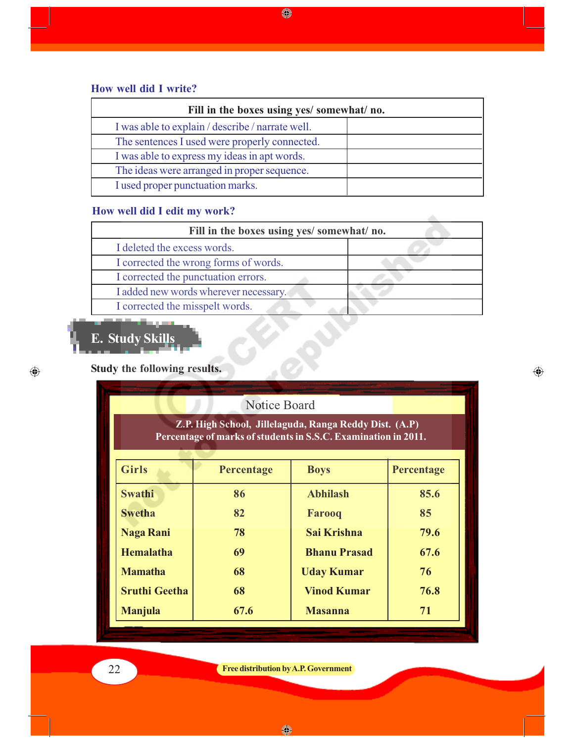### How well did I write?

| Fill in the boxes using yes/ somewhat/ no. | |
|---|---|
| I was able to explain / describe / narrate well. | |
| The sentences I used were properly connected. | |
| I was able to express my ideas in apt words. | |
| The ideas were arranged in proper sequence. | |
| I used proper punctuation marks. | |

### How well did I edit my work?

| Fill in the boxes using yes/ somewhat/ no. | |
|---|---|
| I deleted the excess words. | |
| I corrected the wrong forms of words. | |
| I corrected the punctuation errors. | |
| I added new words wherever necessary. | |
| I corrected the misspelt words. | |

## E. Study Skills

**Study the following results.**

Notice Board

**Z.P. High School, Jillelaguda, Ranga Reddy Dist. (A.P)**
**Percentage of marks of students in S.S.C. Examination in 2011.**

| Girls | Percentage | Boys | Percentage |
|---|---|---|---|
| Swathi | 86 | Abhilash | 85.6 |
| Swetha | 82 | Farooq | 85 |
| Naga Rani | 78 | Sai Krishna | 79.6 |
| Hemalatha | 69 | Bhanu Prasad | 67.6 |
| Mamatha | 68 | Uday Kumar | 76 |
| Sruthi Geetha | 68 | Vinod Kumar | 76.8 |
| Manjula | 67.6 | Masanna | 71 |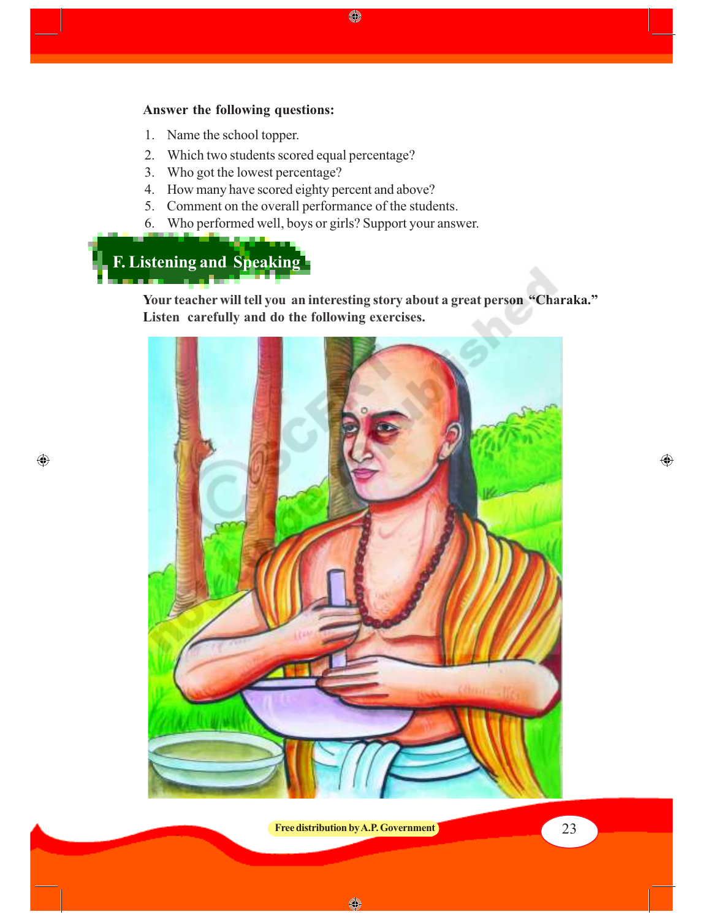**Answer the following questions:**

1. Name the school topper.
2. Which two students scored equal percentage?
3. Who got the lowest percentage?
4. How many have scored eighty percent and above?
5. Comment on the overall performance of the students.
6. Who performed well, boys or girls? Support your answer.

## F. Listening and Speaking

**Your teacher will tell you an interesting story about a great person "Charaka." Listen carefully and do the following exercises.**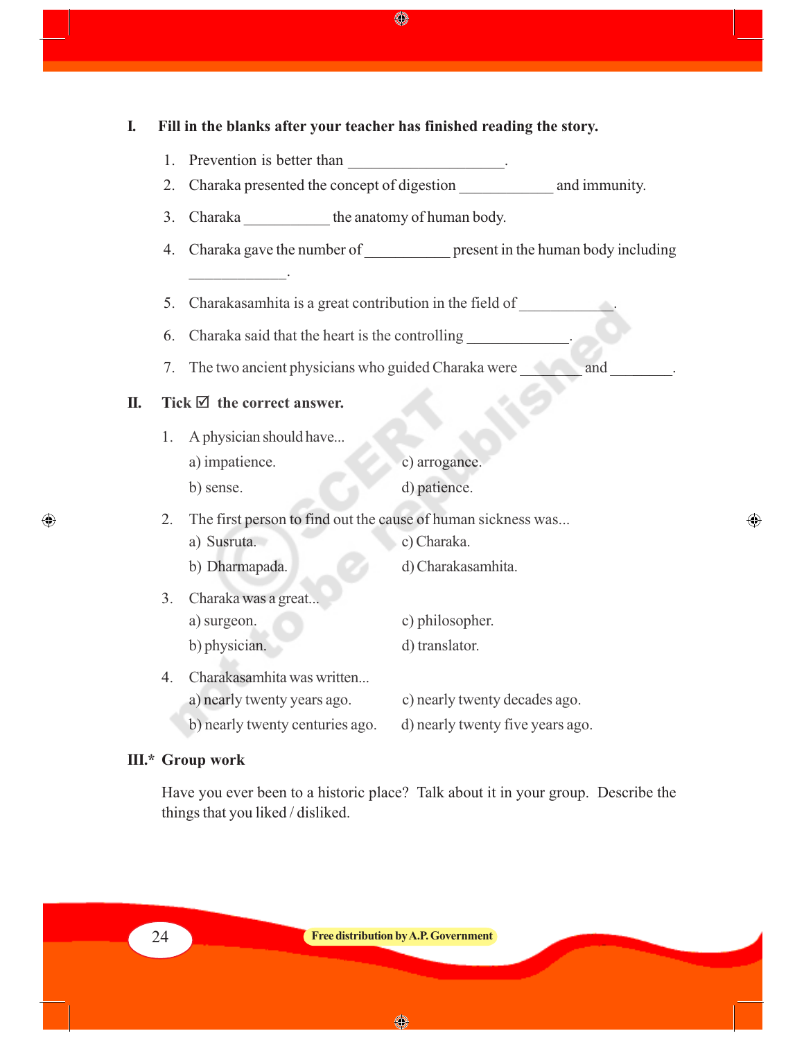## I. Fill in the blanks after your teacher has finished reading the story.

1. Prevention is better than ____________________.
2. Charaka presented the concept of digestion ____________ and immunity.
3. Charaka ___________ the anatomy of human body.
4. Charaka gave the number of ___________ present in the human body including _____________.
5. Charakasamhita is a great contribution in the field of ____________.
6. Charaka said that the heart is the controlling _____________.
7. The two ancient physicians who guided Charaka were ________ and ________.

## II. Tick ☑ the correct answer.

1. A physician should have...
   - a) impatience.
   - b) sense.
   - c) arrogance.
   - d) patience.
2. The first person to find out the cause of human sickness was...
   - a) Susruta.
   - b) Dharmapada.
   - c) Charaka.
   - d) Charakasamhita.
3. Charaka was a great...
   - a) surgeon.
   - b) physician.
   - c) philosopher.
   - d) translator.
4. Charakasamhita was written...
   - a) nearly twenty years ago.
   - b) nearly twenty centuries ago.
   - c) nearly twenty decades ago.
   - d) nearly twenty five years ago.

## III.* Group work

Have you ever been to a historic place? Talk about it in your group. Describe the things that you liked / disliked.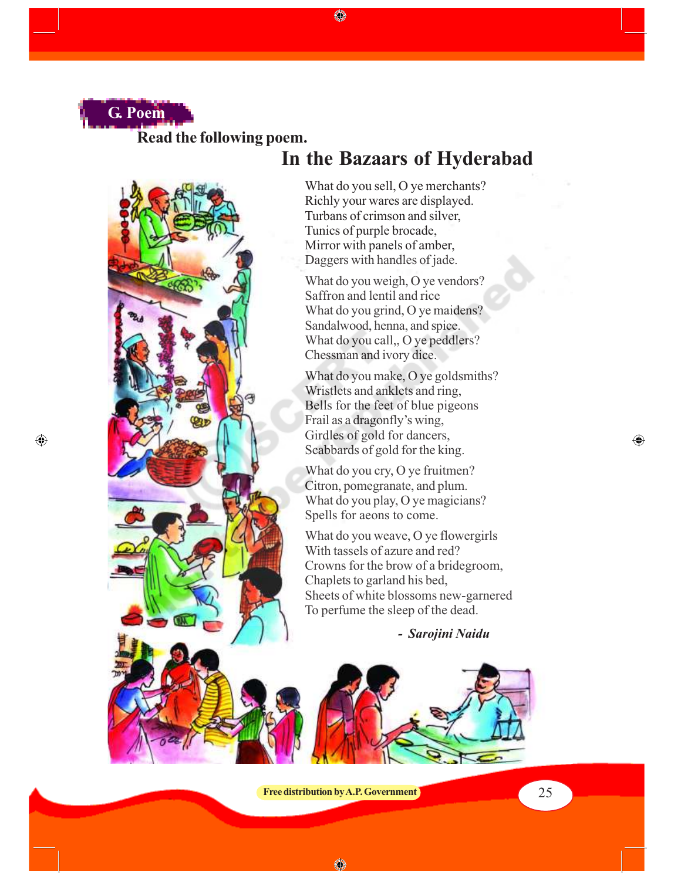## G. Poem

**Read the following poem.**

# In the Bazaars of Hyderabad

What do you sell, O ye merchants?
Richly your wares are displayed.
Turbans of crimson and silver,
Tunics of purple brocade,
Mirror with panels of amber,
Daggers with handles of jade.

What do you weigh, O ye vendors?
Saffron and lentil and rice
What do you grind, O ye maidens?
Sandalwood, henna, and spice.
What do you call,, O ye peddlers?
Chessman and ivory dice.

What do you make, O ye goldsmiths?
Wristlets and anklets and ring,
Bells for the feet of blue pigeons
Frail as a dragonfly's wing,
Girdles of gold for dancers,
Scabbards of gold for the king.

What do you cry, O ye fruitmen?
Citron, pomegranate, and plum.
What do you play, O ye magicians?
Spells for aeons to come.

What do you weave, O ye flowergirls
With tassels of azure and red?
Crowns for the brow of a bridegroom,
Chaplets to garland his bed,
Sheets of white blossoms new-garnered
To perfume the sleep of the dead.

**- *Sarojini Naidu***

Free distribution by A.P. Government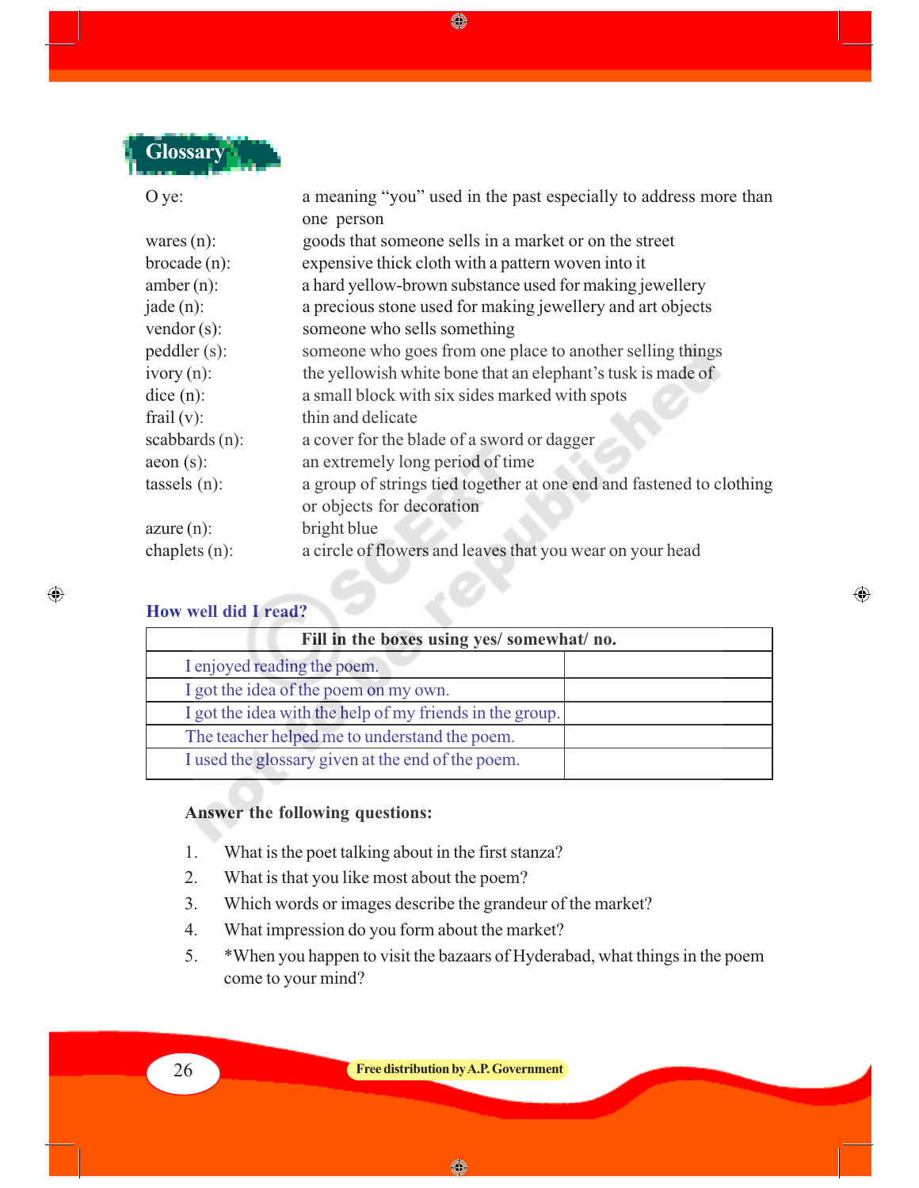## Glossary

| | |
|---|---|
| O ye: | a meaning "you" used in the past especially to address more than one person |
| wares (n): | goods that someone sells in a market or on the street |
| brocade (n): | expensive thick cloth with a pattern woven into it |
| amber (n): | a hard yellow-brown substance used for making jewellery |
| jade (n): | a precious stone used for making jewellery and art objects |
| vendor (s): | someone who sells something |
| peddler (s): | someone who goes from one place to another selling things |
| ivory (n): | the yellowish white bone that an elephant's tusk is made of |
| dice (n): | a small block with six sides marked with spots |
| frail (v): | thin and delicate |
| scabbards (n): | a cover for the blade of a sword or dagger |
| aeon (s): | an extremely long period of time |
| tassels (n): | a group of strings tied together at one end and fastened to clothing or objects for decoration |
| azure (n): | bright blue |
| chaplets (n): | a circle of flowers and leaves that you wear on your head |

### How well did I read?

| Fill in the boxes using yes/ somewhat/ no. | |
|---|---|
| I enjoyed reading the poem. | |
| I got the idea of the poem on my own. | |
| I got the idea with the help of my friends in the group. | |
| The teacher helped me to understand the poem. | |
| I used the glossary given at the end of the poem. | |

**Answer the following questions:**

1. What is the poet talking about in the first stanza?
2. What is that you like most about the poem?
3. Which words or images describe the grandeur of the market?
4. What impression do you form about the market?
5. *When you happen to visit the bazaars of Hyderabad, what things in the poem come to your mind?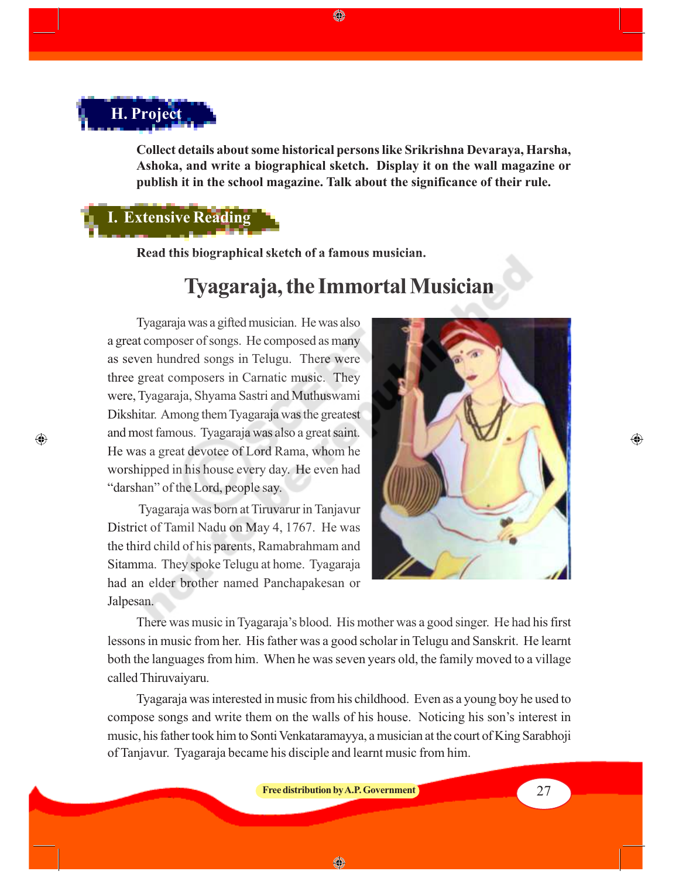## H. Project

**Collect details about some historical persons like Srikrishna Devaraya, Harsha, Ashoka, and write a biographical sketch. Display it on the wall magazine or publish it in the school magazine. Talk about the significance of their rule.**

## I. Extensive Reading

**Read this biographical sketch of a famous musician.**

# Tyagaraja, the Immortal Musician

Tyagaraja was a gifted musician. He was also a great composer of songs. He composed as many as seven hundred songs in Telugu. There were three great composers in Carnatic music. They were, Tyagaraja, Shyama Sastri and Muthuswami Dikshitar. Among them Tyagaraja was the greatest and most famous. Tyagaraja was also a great saint. He was a great devotee of Lord Rama, whom he worshipped in his house every day. He even had "darshan" of the Lord, people say.

Tyagaraja was born at Tiruvarur in Tanjavur District of Tamil Nadu on May 4, 1767. He was the third child of his parents, Ramabrahmam and Sitamma. They spoke Telugu at home. Tyagaraja had an elder brother named Panchapakesan or Jalpesan.

There was music in Tyagaraja's blood. His mother was a good singer. He had his first lessons in music from her. His father was a good scholar in Telugu and Sanskrit. He learnt both the languages from him. When he was seven years old, the family moved to a village called Thiruvaiyaru.

Tyagaraja was interested in music from his childhood. Even as a young boy he used to compose songs and write them on the walls of his house. Noticing his son's interest in music, his father took him to Sonti Venkataramayya, a musician at the court of King Sarabhoji of Tanjavur. Tyagaraja became his disciple and learnt music from him.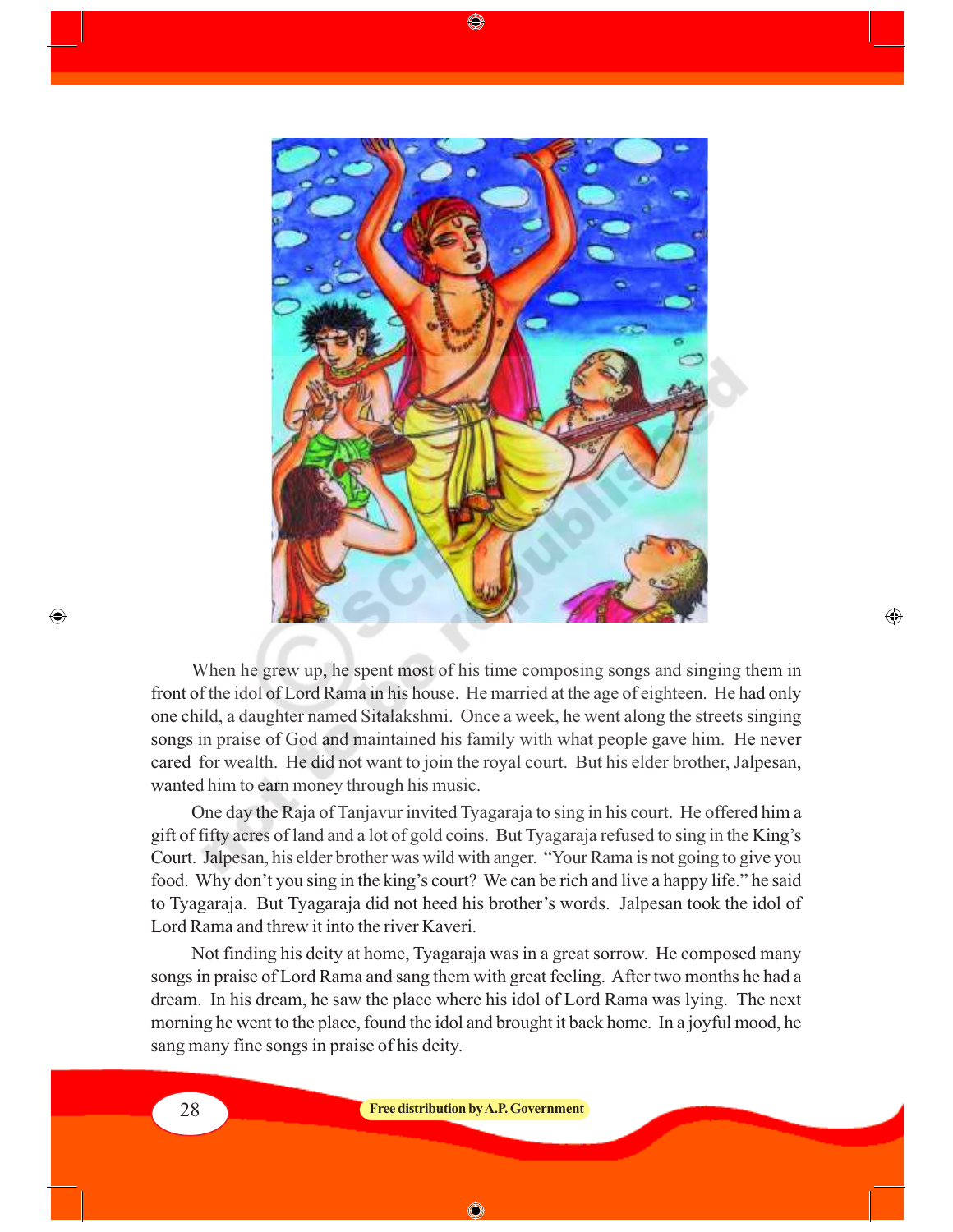When he grew up, he spent most of his time composing songs and singing them in front of the idol of Lord Rama in his house. He married at the age of eighteen. He had only one child, a daughter named Sitalakshmi. Once a week, he went along the streets singing songs in praise of God and maintained his family with what people gave him. He never cared for wealth. He did not want to join the royal court. But his elder brother, Jalpesan, wanted him to earn money through his music.

One day the Raja of Tanjavur invited Tyagaraja to sing in his court. He offered him a gift of fifty acres of land and a lot of gold coins. But Tyagaraja refused to sing in the King's Court. Jalpesan, his elder brother was wild with anger. "Your Rama is not going to give you food. Why don't you sing in the king's court? We can be rich and live a happy life." he said to Tyagaraja. But Tyagaraja did not heed his brother's words. Jalpesan took the idol of Lord Rama and threw it into the river Kaveri.

Not finding his deity at home, Tyagaraja was in a great sorrow. He composed many songs in praise of Lord Rama and sang them with great feeling. After two months he had a dream. In his dream, he saw the place where his idol of Lord Rama was lying. The next morning he went to the place, found the idol and brought it back home. In a joyful mood, he sang many fine songs in praise of his deity.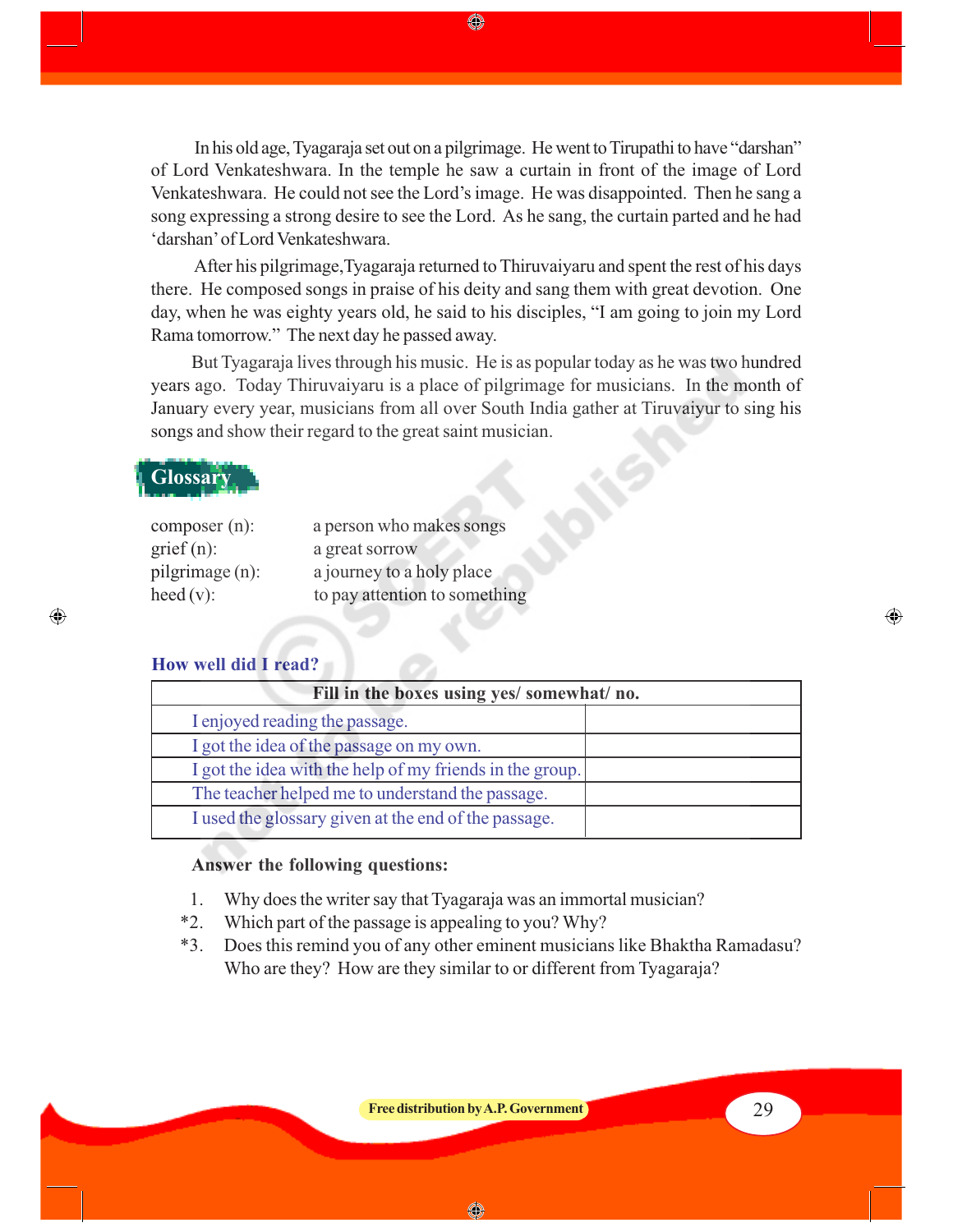In his old age, Tyagaraja set out on a pilgrimage. He went to Tirupathi to have "darshan" of Lord Venkateshwara. In the temple he saw a curtain in front of the image of Lord Venkateshwara. He could not see the Lord's image. He was disappointed. Then he sang a song expressing a strong desire to see the Lord. As he sang, the curtain parted and he had 'darshan' of Lord Venkateshwara.

After his pilgrimage,Tyagaraja returned to Thiruvaiyaru and spent the rest of his days there. He composed songs in praise of his deity and sang them with great devotion. One day, when he was eighty years old, he said to his disciples, "I am going to join my Lord Rama tomorrow." The next day he passed away.

But Tyagaraja lives through his music. He is as popular today as he was two hundred years ago. Today Thiruvaiyaru is a place of pilgrimage for musicians. In the month of January every year, musicians from all over South India gather at Tiruvaiyur to sing his songs and show their regard to the great saint musician.

## Glossary

composer (n): a person who makes songs
grief (n): a great sorrow
pilgrimage (n): a journey to a holy place
heed (v): to pay attention to something

### How well did I read?

| Fill in the boxes using yes/ somewhat/ no. | |
|---|---|
| I enjoyed reading the passage. | |
| I got the idea of the passage on my own. | |
| I got the idea with the help of my friends in the group. | |
| The teacher helped me to understand the passage. | |
| I used the glossary given at the end of the passage. | |

**Answer the following questions:**

1. Why does the writer say that Tyagaraja was an immortal musician?

*2. Which part of the passage is appealing to you? Why?

*3. Does this remind you of any other eminent musicians like Bhaktha Ramadasu? Who are they? How are they similar to or different from Tyagaraja?